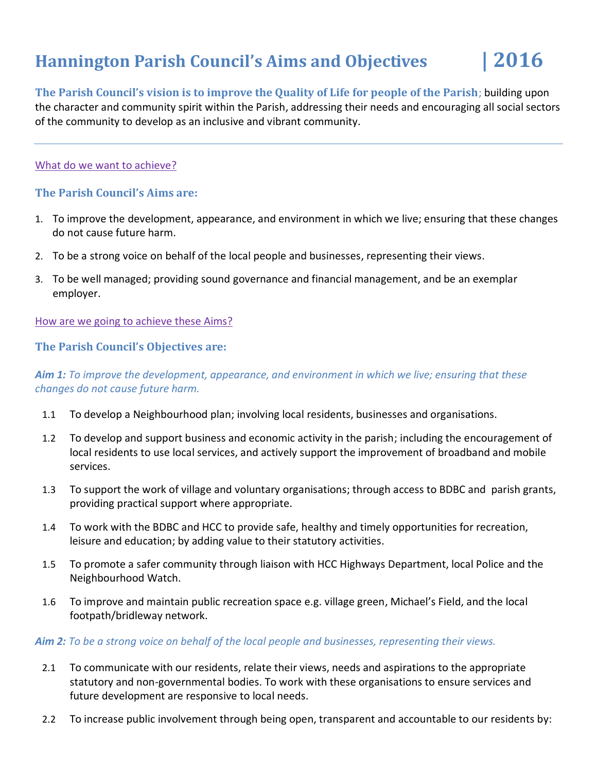# Hannington Parish Council's Aims and Objectives | 2016

**The Parish Council's vision is to improve the Quality of Life for people of the Parish**; building upon the character and community spirit within the Parish, addressing their needs and encouraging all social sectors of the community to develop as an inclusive and vibrant community.

---

What do we want to achieve?

## The Parish Council's Aims are:

1. To improve the development, appearance, and environment in which we live; ensuring that these changes do not cause future harm.
2. To be a strong voice on behalf of the local people and businesses, representing their views.
3. To be well managed; providing sound governance and financial management, and be an exemplar employer.

How are we going to achieve these Aims?

## The Parish Council's Objectives are:

***Aim 1:*** *To improve the development, appearance, and environment in which we live; ensuring that these changes do not cause future harm.*

1.1 To develop a Neighbourhood plan; involving local residents, businesses and organisations.

1.2 To develop and support business and economic activity in the parish; including the encouragement of local residents to use local services, and actively support the improvement of broadband and mobile services.

1.3 To support the work of village and voluntary organisations; through access to BDBC and parish grants, providing practical support where appropriate.

1.4 To work with the BDBC and HCC to provide safe, healthy and timely opportunities for recreation, leisure and education; by adding value to their statutory activities.

1.5 To promote a safer community through liaison with HCC Highways Department, local Police and the Neighbourhood Watch.

1.6 To improve and maintain public recreation space e.g. village green, Michael's Field, and the local footpath/bridleway network.

***Aim 2:*** *To be a strong voice on behalf of the local people and businesses, representing their views.*

2.1 To communicate with our residents, relate their views, needs and aspirations to the appropriate statutory and non-governmental bodies. To work with these organisations to ensure services and future development are responsive to local needs.

2.2 To increase public involvement through being open, transparent and accountable to our residents by: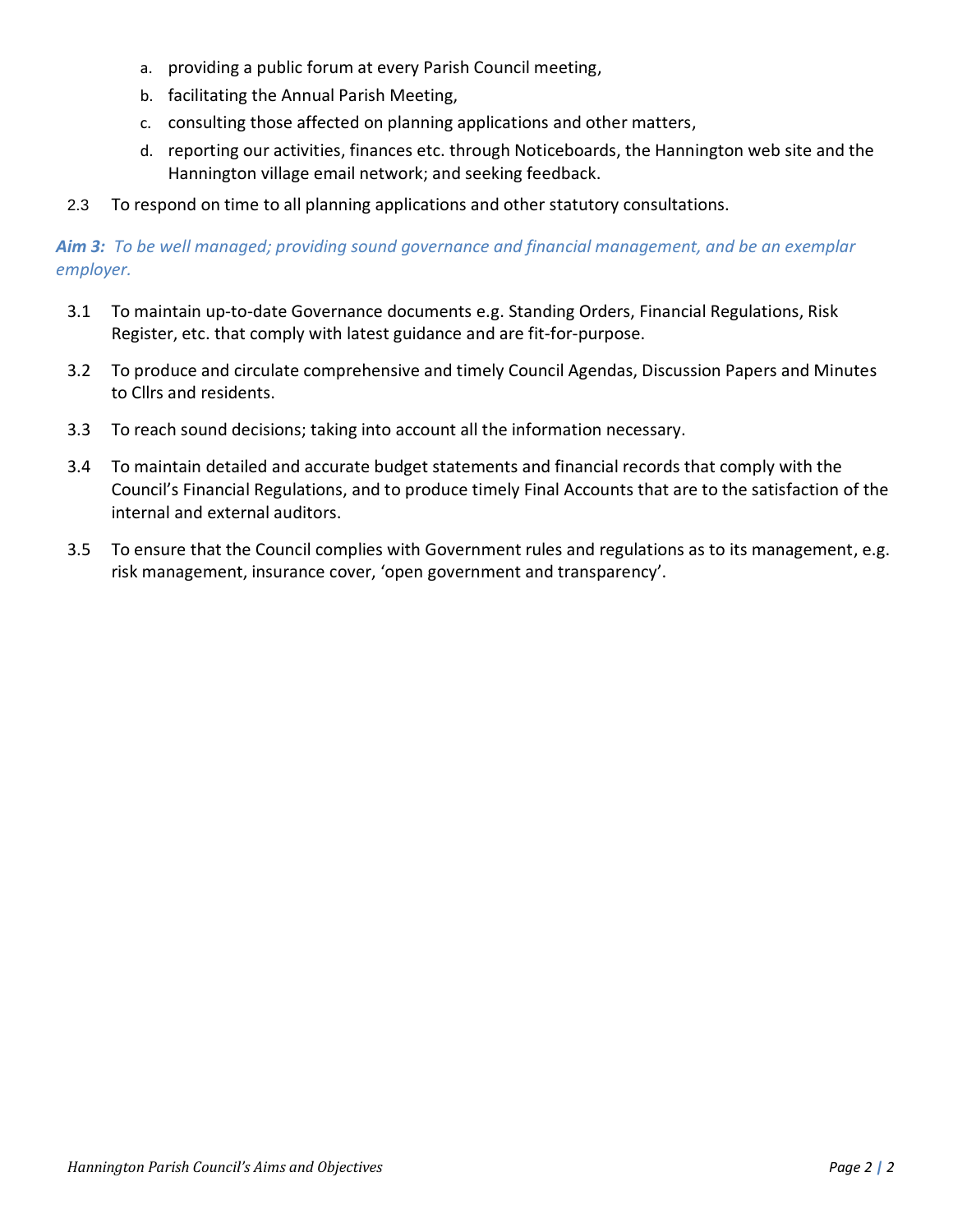a. providing a public forum at every Parish Council meeting,
b. facilitating the Annual Parish Meeting,
c. consulting those affected on planning applications and other matters,
d. reporting our activities, finances etc. through Noticeboards, the Hannington web site and the Hannington village email network; and seeking feedback.

2.3 To respond on time to all planning applications and other statutory consultations.

***Aim 3:*** *To be well managed; providing sound governance and financial management, and be an exemplar employer.*

3.1 To maintain up-to-date Governance documents e.g. Standing Orders, Financial Regulations, Risk Register, etc. that comply with latest guidance and are fit-for-purpose.

3.2 To produce and circulate comprehensive and timely Council Agendas, Discussion Papers and Minutes to Cllrs and residents.

3.3 To reach sound decisions; taking into account all the information necessary.

3.4 To maintain detailed and accurate budget statements and financial records that comply with the Council's Financial Regulations, and to produce timely Final Accounts that are to the satisfaction of the internal and external auditors.

3.5 To ensure that the Council complies with Government rules and regulations as to its management, e.g. risk management, insurance cover, 'open government and transparency'.